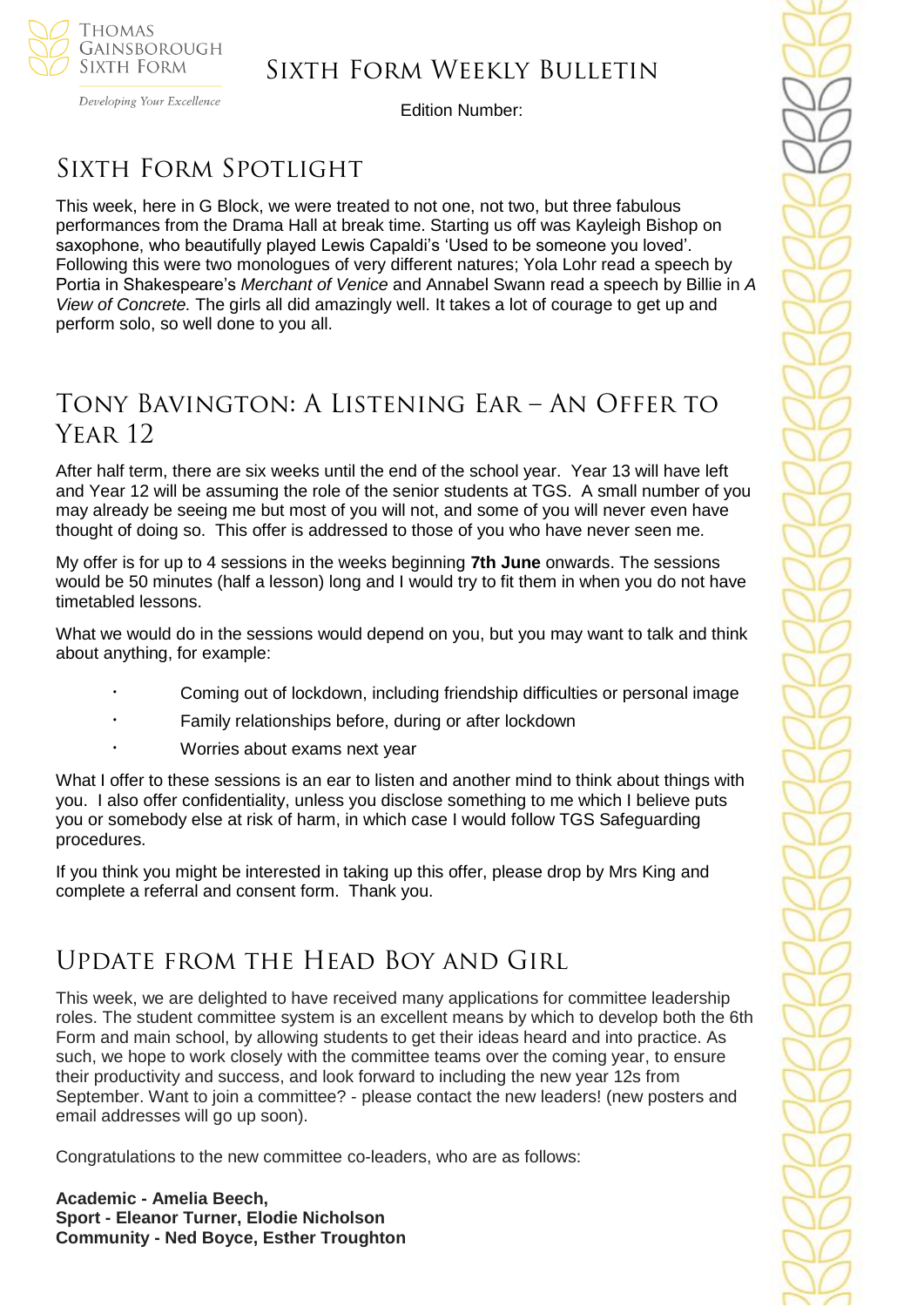# Sixth Form Weekly Bulletin

Edition Number:

## Sixth Form Spotlight

This week, here in G Block, we were treated to not one, not two, but three fabulous performances from the Drama Hall at break time. Starting us off was Kayleigh Bishop on saxophone, who beautifully played Lewis Capaldi's 'Used to be someone you loved'. Following this were two monologues of very different natures; Yola Lohr read a speech by Portia in Shakespeare's *Merchant of Venice* and Annabel Swann read a speech by Billie in *A View of Concrete.* The girls all did amazingly well. It takes a lot of courage to get up and perform solo, so well done to you all.

## Tony Bavington: A Listening Ear – An Offer to Year 12

After half term, there are six weeks until the end of the school year. Year 13 will have left and Year 12 will be assuming the role of the senior students at TGS. A small number of you may already be seeing me but most of you will not, and some of you will never even have thought of doing so. This offer is addressed to those of you who have never seen me.

My offer is for up to 4 sessions in the weeks beginning **7th June** onwards. The sessions would be 50 minutes (half a lesson) long and I would try to fit them in when you do not have timetabled lessons.

What we would do in the sessions would depend on you, but you may want to talk and think about anything, for example:

- Coming out of lockdown, including friendship difficulties or personal image
- Family relationships before, during or after lockdown
- Worries about exams next year

What I offer to these sessions is an ear to listen and another mind to think about things with you. I also offer confidentiality, unless you disclose something to me which I believe puts you or somebody else at risk of harm, in which case I would follow TGS Safeguarding procedures.

If you think you might be interested in taking up this offer, please drop by Mrs King and complete a referral and consent form. Thank you.

## Update from the Head Boy and Girl

This week, we are delighted to have received many applications for committee leadership roles. The student committee system is an excellent means by which to develop both the 6th Form and main school, by allowing students to get their ideas heard and into practice. As such, we hope to work closely with the committee teams over the coming year, to ensure their productivity and success, and look forward to including the new year 12s from September. Want to join a committee? - please contact the new leaders! (new posters and email addresses will go up soon).

Congratulations to the new committee co-leaders, who are as follows:

**Academic - Amelia Beech,**
**Sport - Eleanor Turner, Elodie Nicholson**
**Community - Ned Boyce, Esther Troughton**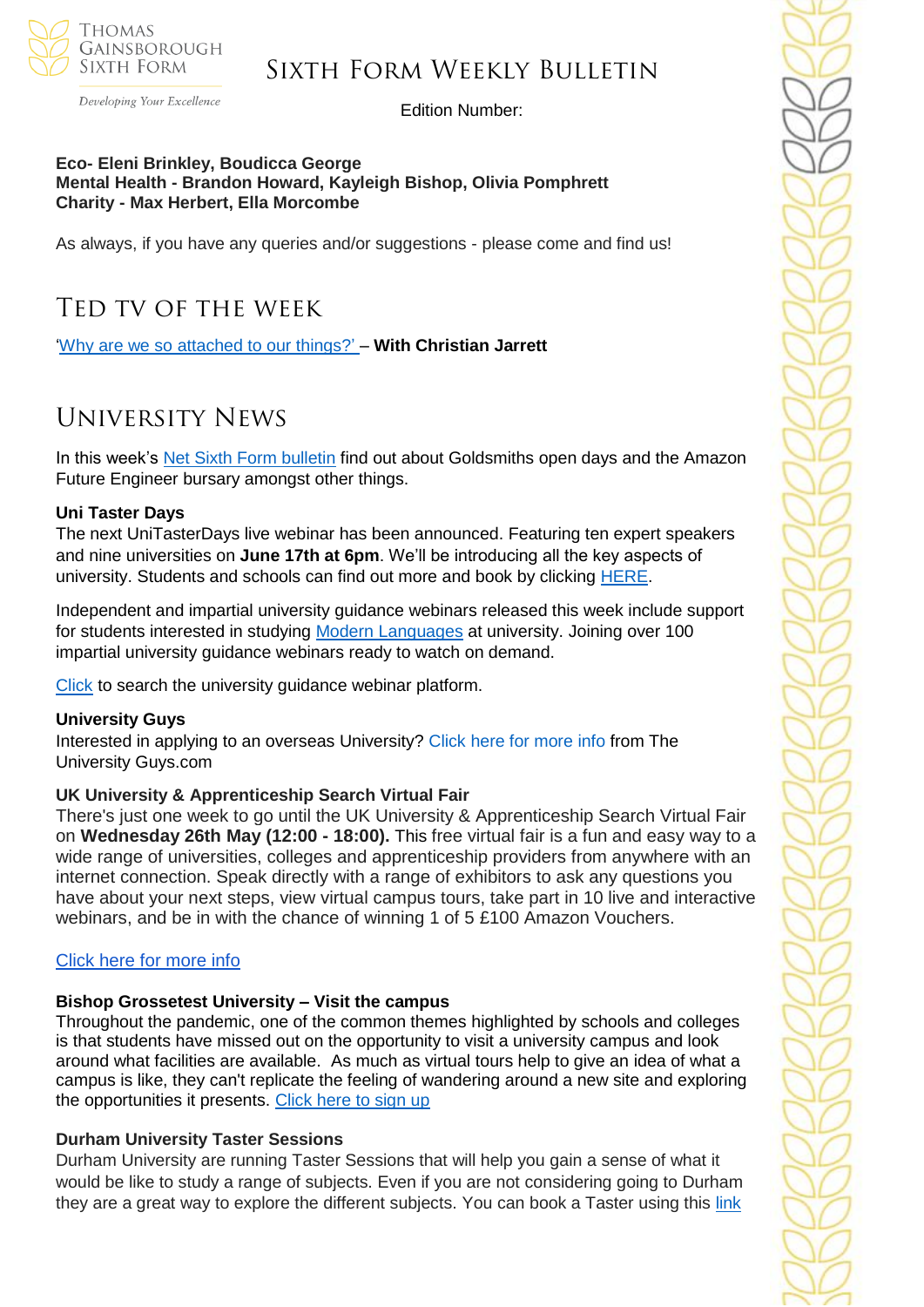**Eco- Eleni Brinkley, Boudicca George**
**Mental Health - Brandon Howard, Kayleigh Bishop, Olivia Pomphrett**
**Charity - Max Herbert, Ella Morcombe**

As always, if you have any queries and/or suggestions - please come and find us!

## Ted TV of the Week

'Why are we so attached to our things?' – **With Christian Jarrett**

## University News

In this week's Net Sixth Form bulletin find out about Goldsmiths open days and the Amazon Future Engineer bursary amongst other things.

**Uni Taster Days**
The next UniTasterDays live webinar has been announced. Featuring ten expert speakers and nine universities on **June 17th at 6pm**. We'll be introducing all the key aspects of university. Students and schools can find out more and book by clicking HERE.

Independent and impartial university guidance webinars released this week include support for students interested in studying Modern Languages at university. Joining over 100 impartial university guidance webinars ready to watch on demand.

Click to search the university guidance webinar platform.

**University Guys**
Interested in applying to an overseas University? Click here for more info from The University Guys.com

**UK University & Apprenticeship Search Virtual Fair**
There's just one week to go until the UK University & Apprenticeship Search Virtual Fair on **Wednesday 26th May (12:00 - 18:00).** This free virtual fair is a fun and easy way to a wide range of universities, colleges and apprenticeship providers from anywhere with an internet connection. Speak directly with a range of exhibitors to ask any questions you have about your next steps, view virtual campus tours, take part in 10 live and interactive webinars, and be in with the chance of winning 1 of 5 £100 Amazon Vouchers.

Click here for more info

**Bishop Grossetest University – Visit the campus**
Throughout the pandemic, one of the common themes highlighted by schools and colleges is that students have missed out on the opportunity to visit a university campus and look around what facilities are available. As much as virtual tours help to give an idea of what a campus is like, they can't replicate the feeling of wandering around a new site and exploring the opportunities it presents. Click here to sign up

**Durham University Taster Sessions**
Durham University are running Taster Sessions that will help you gain a sense of what it would be like to study a range of subjects. Even if you are not considering going to Durham they are a great way to explore the different subjects. You can book a Taster using this link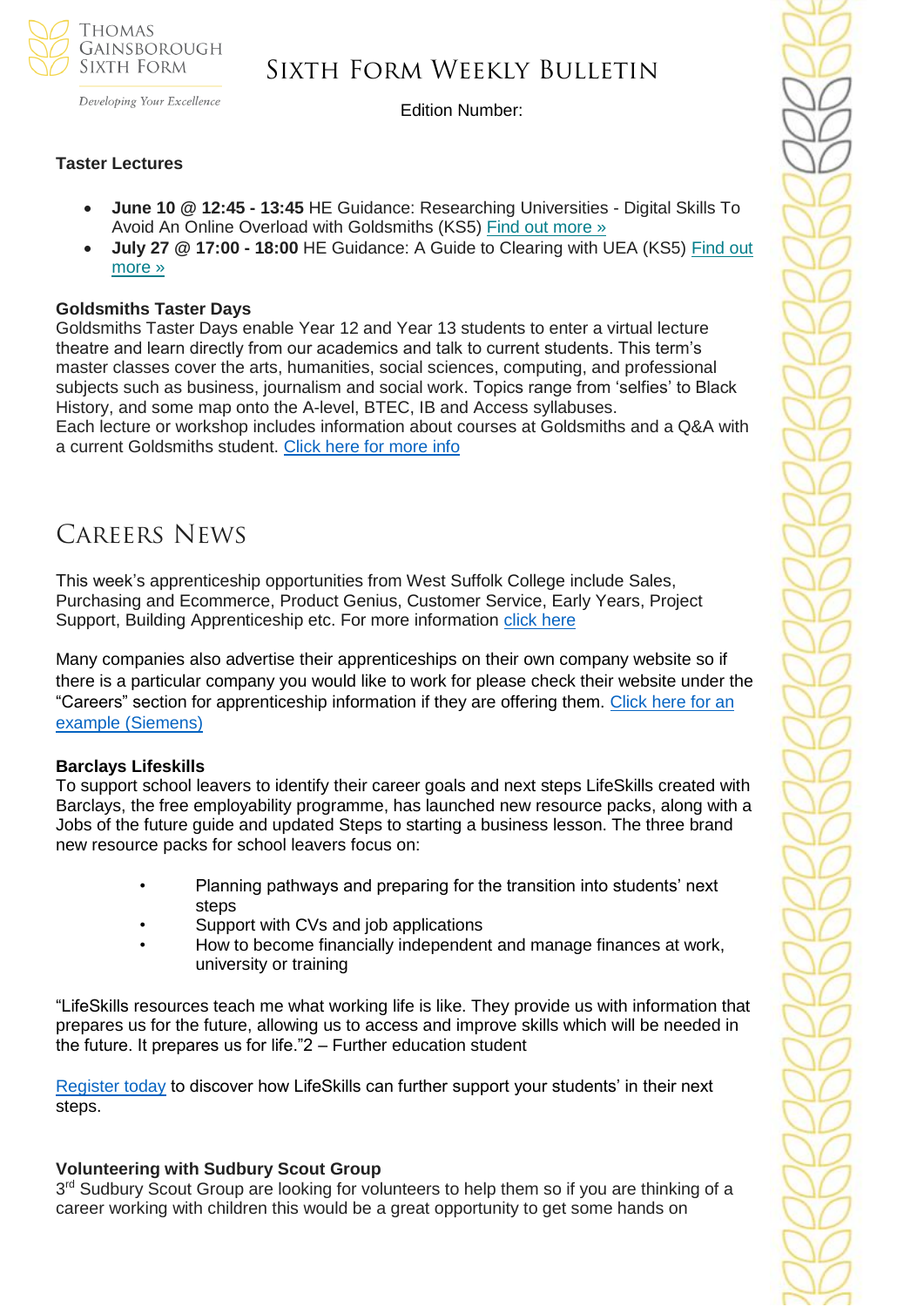### Taster Lectures

- **June 10 @ 12:45 - 13:45** HE Guidance: Researching Universities - Digital Skills To Avoid An Online Overload with Goldsmiths (KS5) Find out more »
- **July 27 @ 17:00 - 18:00** HE Guidance: A Guide to Clearing with UEA (KS5) Find out more »

**Goldsmiths Taster Days**

Goldsmiths Taster Days enable Year 12 and Year 13 students to enter a virtual lecture theatre and learn directly from our academics and talk to current students. This term's master classes cover the arts, humanities, social sciences, computing, and professional subjects such as business, journalism and social work. Topics range from 'selfies' to Black History, and some map onto the A-level, BTEC, IB and Access syllabuses.

Each lecture or workshop includes information about courses at Goldsmiths and a Q&A with a current Goldsmiths student. Click here for more info

## Careers News

This week's apprenticeship opportunities from West Suffolk College include Sales, Purchasing and Ecommerce, Product Genius, Customer Service, Early Years, Project Support, Building Apprenticeship etc. For more information click here

Many companies also advertise their apprenticeships on their own company website so if there is a particular company you would like to work for please check their website under the "Careers" section for apprenticeship information if they are offering them. Click here for an example (Siemens)

**Barclays Lifeskills**

To support school leavers to identify their career goals and next steps LifeSkills created with Barclays, the free employability programme, has launched new resource packs, along with a Jobs of the future guide and updated Steps to starting a business lesson. The three brand new resource packs for school leavers focus on:

- Planning pathways and preparing for the transition into students' next steps
- Support with CVs and job applications
- How to become financially independent and manage finances at work, university or training

"LifeSkills resources teach me what working life is like. They provide us with information that prepares us for the future, allowing us to access and improve skills which will be needed in the future. It prepares us for life."2 – Further education student

Register today to discover how LifeSkills can further support your students' in their next steps.

**Volunteering with Sudbury Scout Group**

3rd Sudbury Scout Group are looking for volunteers to help them so if you are thinking of a career working with children this would be a great opportunity to get some hands on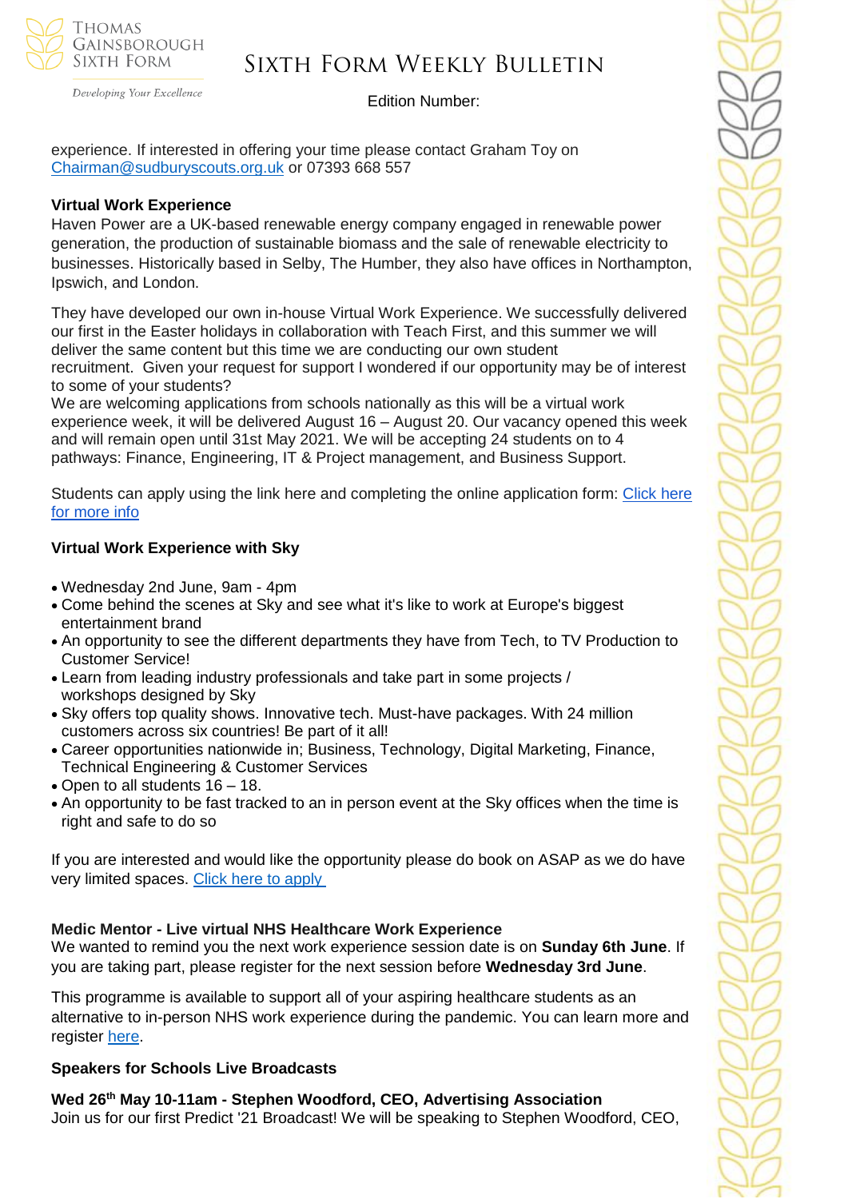experience. If interested in offering your time please contact Graham Toy on Chairman@sudburyscouts.org.uk or 07393 668 557

**Virtual Work Experience**

Haven Power are a UK-based renewable energy company engaged in renewable power generation, the production of sustainable biomass and the sale of renewable electricity to businesses. Historically based in Selby, The Humber, they also have offices in Northampton, Ipswich, and London.

They have developed our own in-house Virtual Work Experience. We successfully delivered our first in the Easter holidays in collaboration with Teach First, and this summer we will deliver the same content but this time we are conducting our own student recruitment. Given your request for support I wondered if our opportunity may be of interest to some of your students?

We are welcoming applications from schools nationally as this will be a virtual work experience week, it will be delivered August 16 – August 20. Our vacancy opened this week and will remain open until 31st May 2021. We will be accepting 24 students on to 4 pathways: Finance, Engineering, IT & Project management, and Business Support.

Students can apply using the link here and completing the online application form: Click here for more info

**Virtual Work Experience with Sky**

- Wednesday 2nd June, 9am - 4pm
- Come behind the scenes at Sky and see what it's like to work at Europe's biggest entertainment brand
- An opportunity to see the different departments they have from Tech, to TV Production to Customer Service!
- Learn from leading industry professionals and take part in some projects / workshops designed by Sky
- Sky offers top quality shows. Innovative tech. Must-have packages. With 24 million customers across six countries! Be part of it all!
- Career opportunities nationwide in; Business, Technology, Digital Marketing, Finance, Technical Engineering & Customer Services
- Open to all students 16 – 18.
- An opportunity to be fast tracked to an in person event at the Sky offices when the time is right and safe to do so

If you are interested and would like the opportunity please do book on ASAP as we do have very limited spaces. Click here to apply

**Medic Mentor - Live virtual NHS Healthcare Work Experience**

We wanted to remind you the next work experience session date is on **Sunday 6th June**. If you are taking part, please register for the next session before **Wednesday 3rd June**.

This programme is available to support all of your aspiring healthcare students as an alternative to in-person NHS work experience during the pandemic. You can learn more and register here.

**Speakers for Schools Live Broadcasts**

**Wed 26th May 10-11am - Stephen Woodford, CEO, Advertising Association**

Join us for our first Predict '21 Broadcast! We will be speaking to Stephen Woodford, CEO,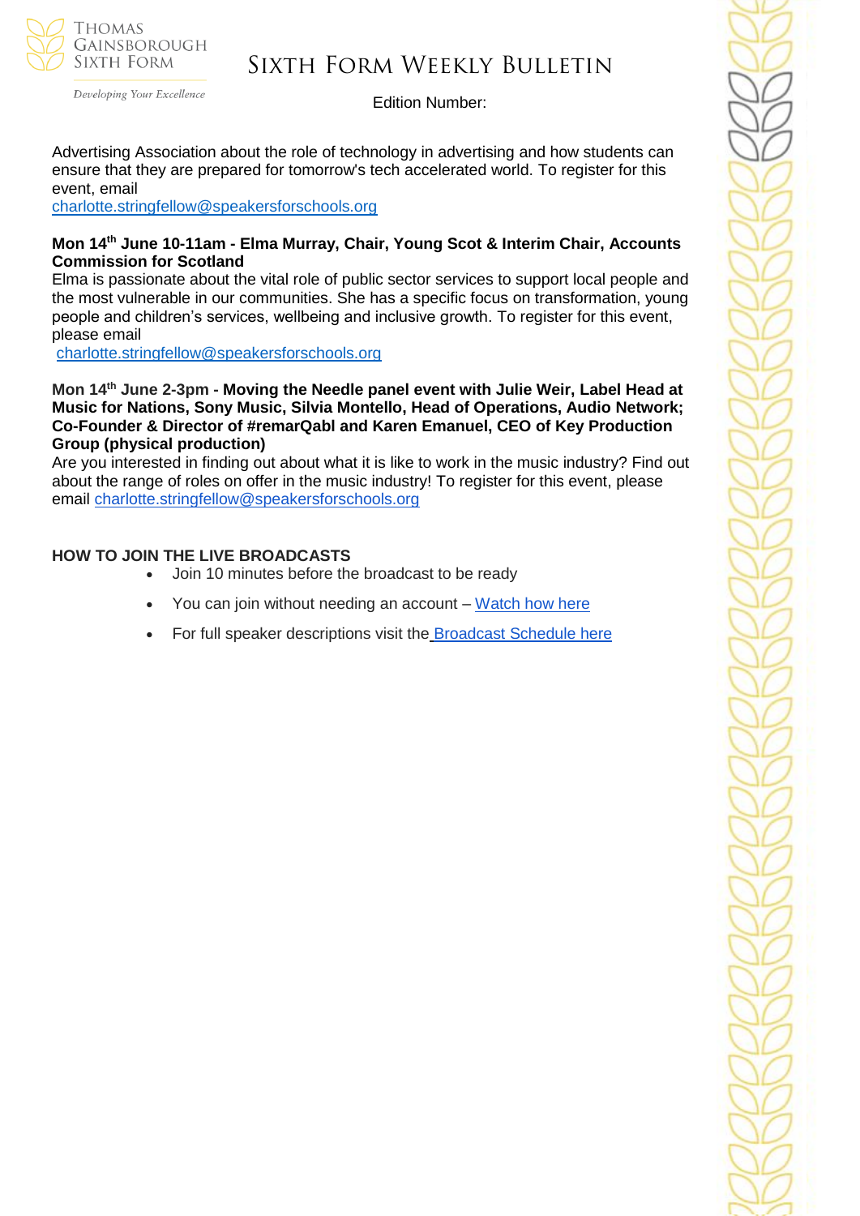Advertising Association about the role of technology in advertising and how students can ensure that they are prepared for tomorrow's tech accelerated world. To register for this event, email
charlotte.stringfellow@speakersforschools.org

**Mon 14th June 10-11am - Elma Murray, Chair, Young Scot & Interim Chair, Accounts Commission for Scotland**
Elma is passionate about the vital role of public sector services to support local people and the most vulnerable in our communities. She has a specific focus on transformation, young people and children's services, wellbeing and inclusive growth. To register for this event, please email
charlotte.stringfellow@speakersforschools.org

**Mon 14th June 2-3pm - Moving the Needle panel event with Julie Weir, Label Head at Music for Nations, Sony Music, Silvia Montello, Head of Operations, Audio Network; Co-Founder & Director of #remarQabl and Karen Emanuel, CEO of Key Production Group (physical production)**
Are you interested in finding out about what it is like to work in the music industry? Find out about the range of roles on offer in the music industry! To register for this event, please email charlotte.stringfellow@speakersforschools.org

**HOW TO JOIN THE LIVE BROADCASTS**

- Join 10 minutes before the broadcast to be ready
- You can join without needing an account – Watch how here
- For full speaker descriptions visit the Broadcast Schedule here